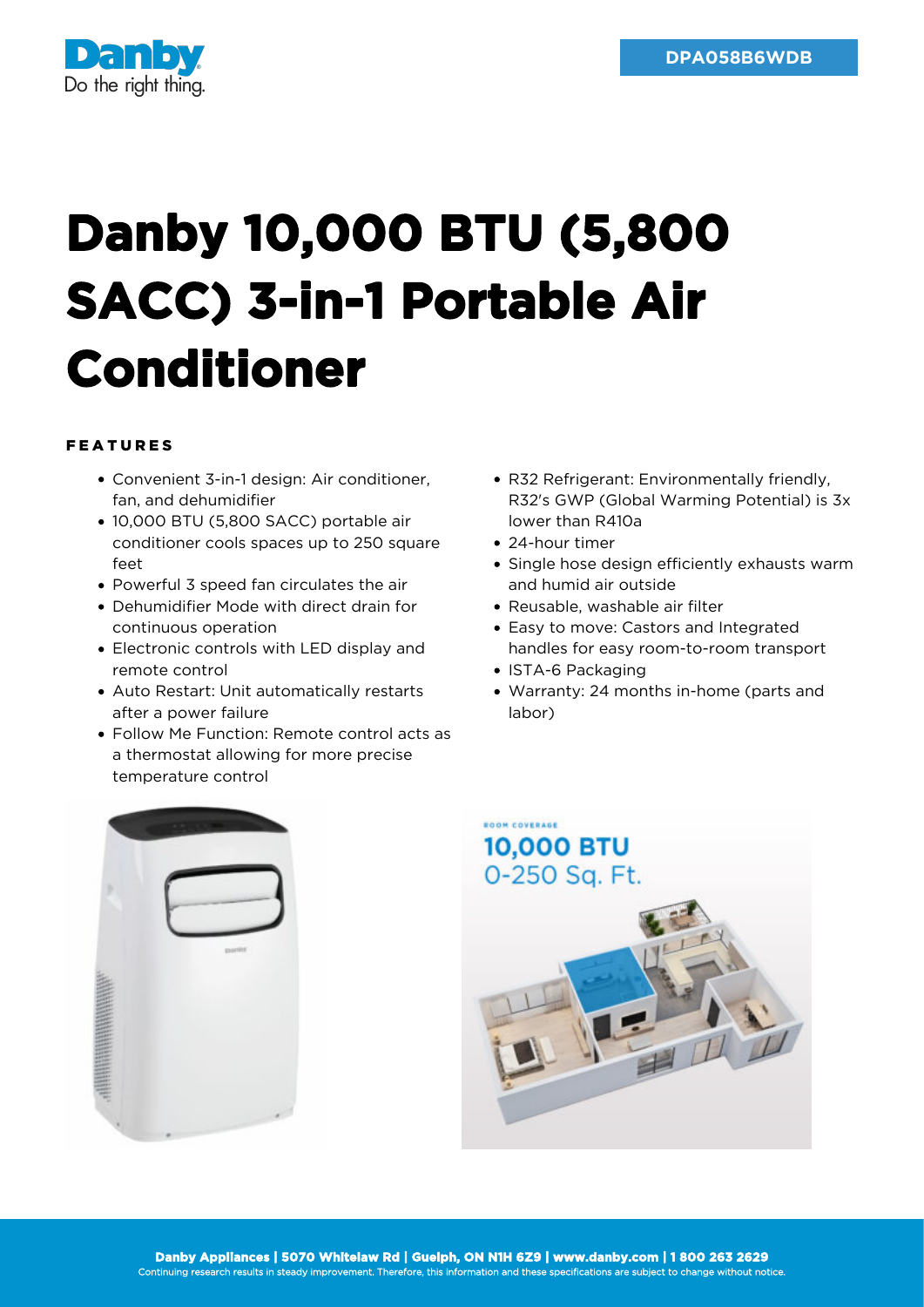DPA058B6WDB

# Danby 10,000 BTU (5,800 SACC) 3-in-1 Portable Air Conditioner

## FEATURES

- Convenient 3-in-1 design: Air conditioner, fan, and dehumidifier
- 10,000 BTU (5,800 SACC) portable air conditioner cools spaces up to 250 square feet
- Powerful 3 speed fan circulates the air
- Dehumidifier Mode with direct drain for continuous operation
- Electronic controls with LED display and remote control
- Auto Restart: Unit automatically restarts after a power failure
- Follow Me Function: Remote control acts as a thermostat allowing for more precise temperature control
- R32 Refrigerant: Environmentally friendly, R32's GWP (Global Warming Potential) is 3x lower than R410a
- 24-hour timer
- Single hose design efficiently exhausts warm and humid air outside
- Reusable, washable air filter
- Easy to move: Castors and Integrated handles for easy room-to-room transport
- ISTA-6 Packaging
- Warranty: 24 months in-home (parts and labor)

ROOM COVERAGE

10,000 BTU
0-250 Sq. Ft.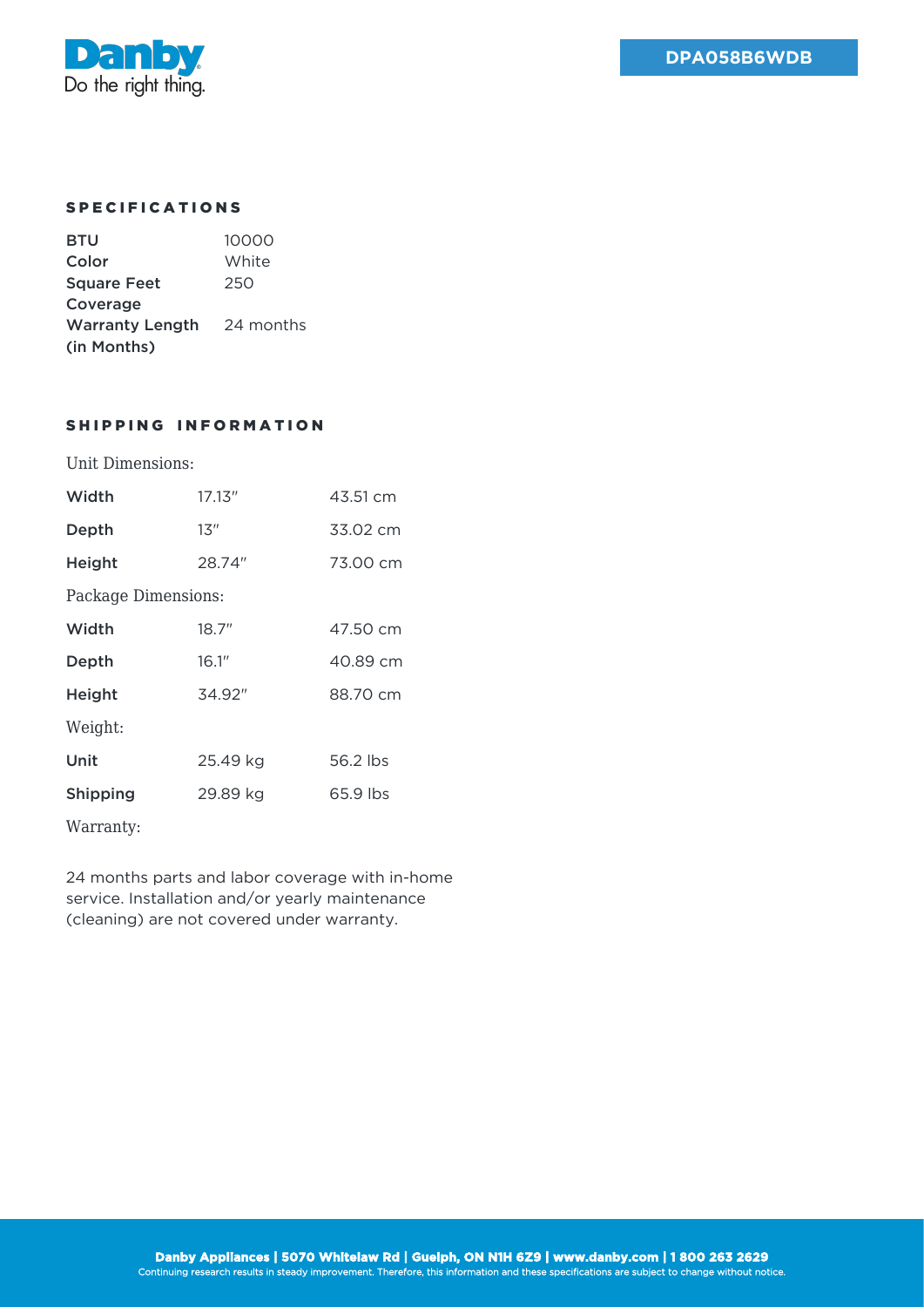Danby
Do the right thing.

**DPA058B6WDB**

## SPECIFICATIONS

| | |
|---|---|
| **BTU** | 10000 |
| **Color** | White |
| **Square Feet Coverage** | 250 |
| **Warranty Length (in Months)** | 24 months |

## SHIPPING INFORMATION

Unit Dimensions:

| | | |
|---|---|---|
| **Width** | 17.13″ | 43.51 cm |
| **Depth** | 13″ | 33.02 cm |
| **Height** | 28.74″ | 73.00 cm |

Package Dimensions:

| | | |
|---|---|---|
| **Width** | 18.7″ | 47.50 cm |
| **Depth** | 16.1″ | 40.89 cm |
| **Height** | 34.92″ | 88.70 cm |

Weight:

| | | |
|---|---|---|
| **Unit** | 25.49 kg | 56.2 lbs |
| **Shipping** | 29.89 kg | 65.9 lbs |

Warranty:

24 months parts and labor coverage with in-home service. Installation and/or yearly maintenance (cleaning) are not covered under warranty.

**Danby Appliances | 5070 Whitelaw Rd | Guelph, ON N1H 6Z9 | www.danby.com | 1 800 263 2629**
Continuing research results in steady improvement. Therefore, this information and these specifications are subject to change without notice.